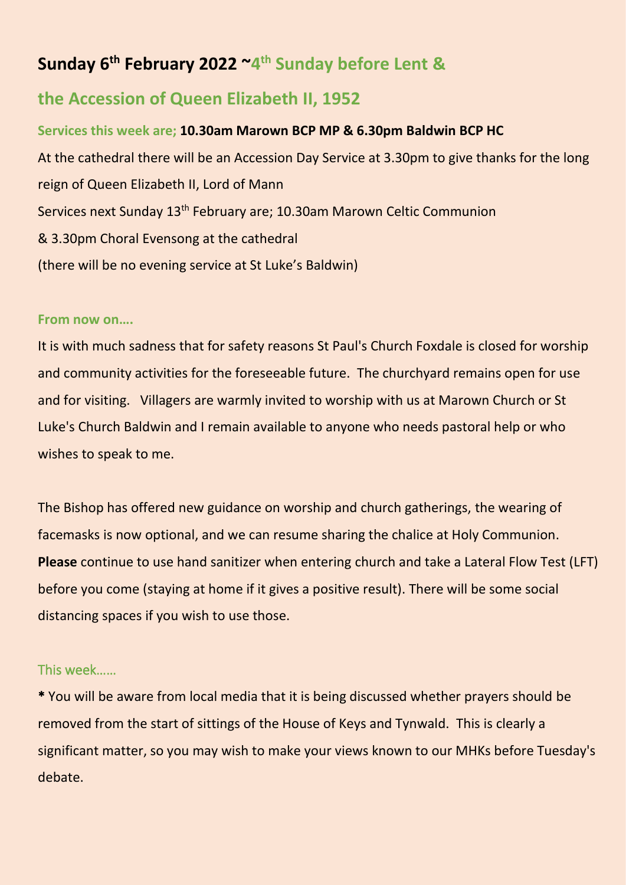# Sunday 6th February 2022 ~4th Sunday before Lent & the Accession of Queen Elizabeth II, 1952

**Services this week are; 10.30am Marown BCP MP & 6.30pm Baldwin BCP HC**

At the cathedral there will be an Accession Day Service at 3.30pm to give thanks for the long reign of Queen Elizabeth II, Lord of Mann

Services next Sunday 13th February are; 10.30am Marown Celtic Communion

& 3.30pm Choral Evensong at the cathedral

(there will be no evening service at St Luke's Baldwin)

**From now on….**

It is with much sadness that for safety reasons St Paul's Church Foxdale is closed for worship and community activities for the foreseeable future. The churchyard remains open for use and for visiting. Villagers are warmly invited to worship with us at Marown Church or St Luke's Church Baldwin and I remain available to anyone who needs pastoral help or who wishes to speak to me.

The Bishop has offered new guidance on worship and church gatherings, the wearing of facemasks is now optional, and we can resume sharing the chalice at Holy Communion. **Please** continue to use hand sanitizer when entering church and take a Lateral Flow Test (LFT) before you come (staying at home if it gives a positive result). There will be some social distancing spaces if you wish to use those.

This week……

**\*** You will be aware from local media that it is being discussed whether prayers should be removed from the start of sittings of the House of Keys and Tynwald. This is clearly a significant matter, so you may wish to make your views known to our MHKs before Tuesday's debate.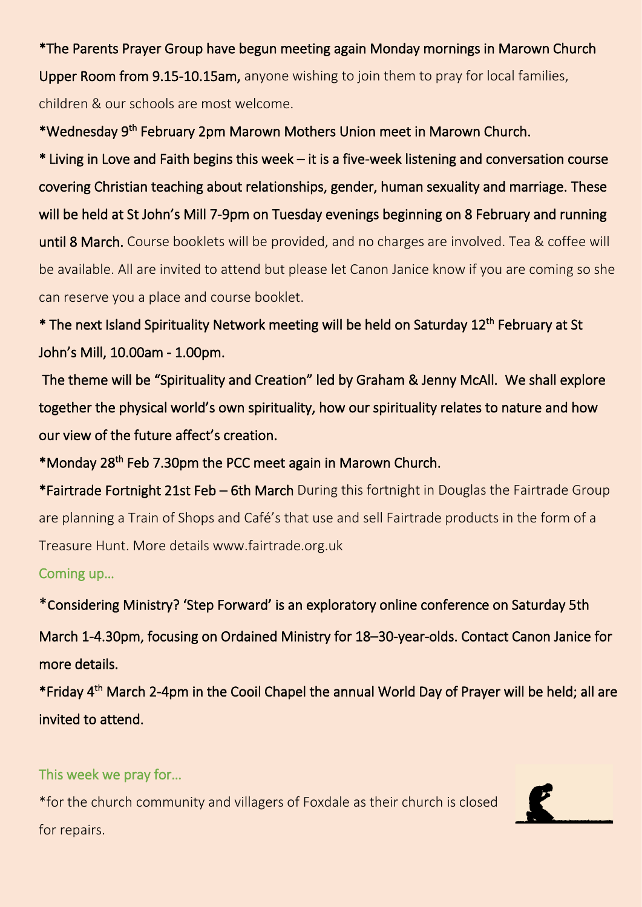*The Parents Prayer Group have begun meeting again Monday mornings in Marown Church Upper Room from 9.15-10.15am, anyone wishing to join them to pray for local families, children & our schools are most welcome.

*Wednesday 9th February 2pm Marown Mothers Union meet in Marown Church.

* Living in Love and Faith begins this week – it is a five-week listening and conversation course covering Christian teaching about relationships, gender, human sexuality and marriage. These will be held at St John's Mill 7-9pm on Tuesday evenings beginning on 8 February and running until 8 March. Course booklets will be provided, and no charges are involved. Tea & coffee will be available. All are invited to attend but please let Canon Janice know if you are coming so she can reserve you a place and course booklet.

* The next Island Spirituality Network meeting will be held on Saturday 12th February at St John's Mill, 10.00am - 1.00pm.

The theme will be "Spirituality and Creation" led by Graham & Jenny McAll. We shall explore together the physical world's own spirituality, how our spirituality relates to nature and how our view of the future affect's creation.

*Monday 28th Feb 7.30pm the PCC meet again in Marown Church.

*Fairtrade Fortnight 21st Feb – 6th March During this fortnight in Douglas the Fairtrade Group are planning a Train of Shops and Café's that use and sell Fairtrade products in the form of a Treasure Hunt. More details www.fairtrade.org.uk

## Coming up…

*Considering Ministry? 'Step Forward' is an exploratory online conference on Saturday 5th March 1-4.30pm, focusing on Ordained Ministry for 18–30-year-olds. Contact Canon Janice for more details.

*Friday 4th March 2-4pm in the Cooil Chapel the annual World Day of Prayer will be held; all are invited to attend.

## This week we pray for…

*for the church community and villagers of Foxdale as their church is closed for repairs.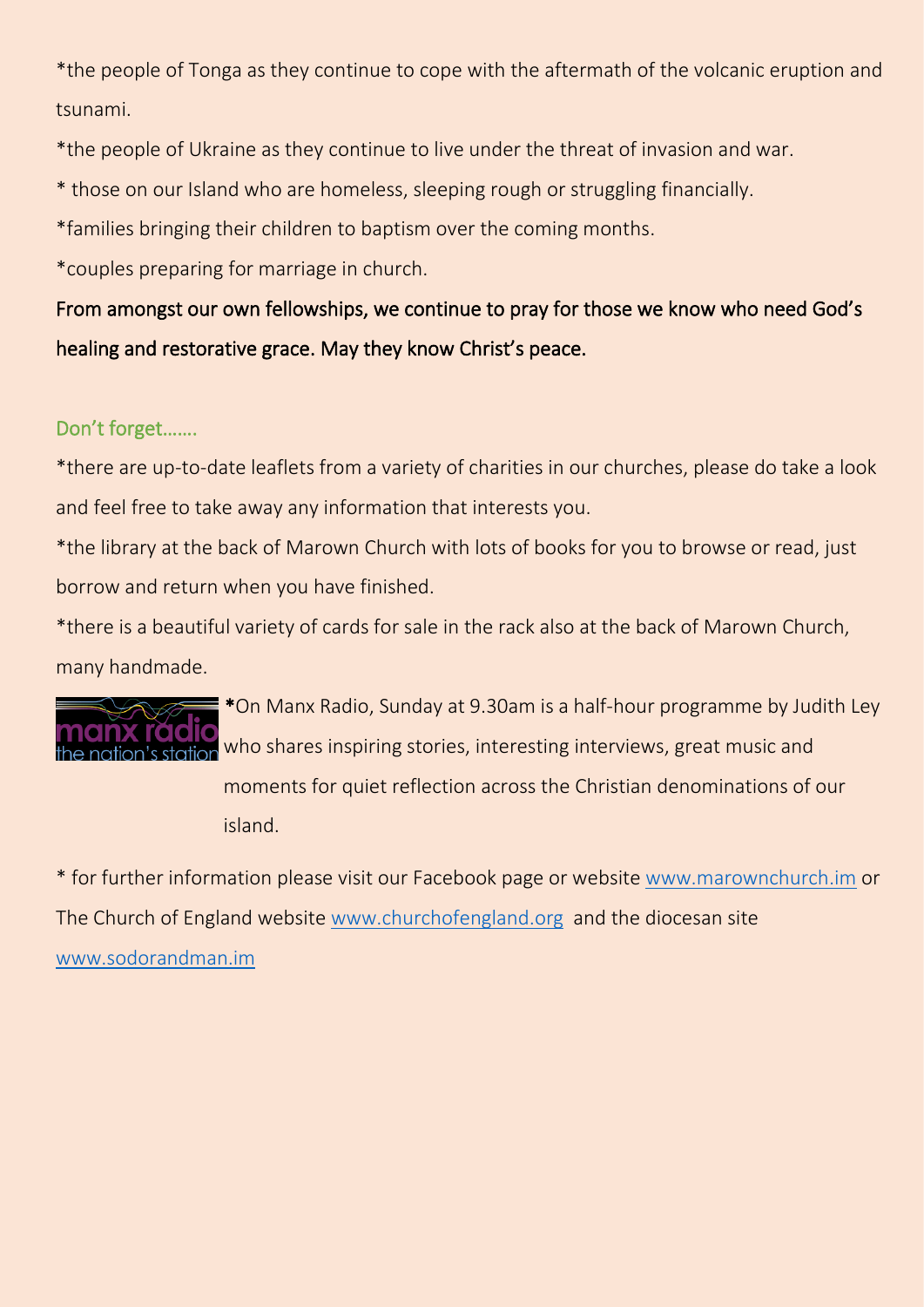*the people of Tonga as they continue to cope with the aftermath of the volcanic eruption and tsunami.

*the people of Ukraine as they continue to live under the threat of invasion and war.

* those on our Island who are homeless, sleeping rough or struggling financially.

*families bringing their children to baptism over the coming months.

*couples preparing for marriage in church.

From amongst our own fellowships, we continue to pray for those we know who need God's healing and restorative grace. May they know Christ's peace.

## Don't forget…….

*there are up-to-date leaflets from a variety of charities in our churches, please do take a look and feel free to take away any information that interests you.

*the library at the back of Marown Church with lots of books for you to browse or read, just borrow and return when you have finished.

*there is a beautiful variety of cards for sale in the rack also at the back of Marown Church, many handmade.

*On Manx Radio, Sunday at 9.30am is a half-hour programme by Judith Ley who shares inspiring stories, interesting interviews, great music and moments for quiet reflection across the Christian denominations of our island.

* for further information please visit our Facebook page or website www.marownchurch.im or The Church of England website www.churchofengland.org and the diocesan site www.sodorandman.im